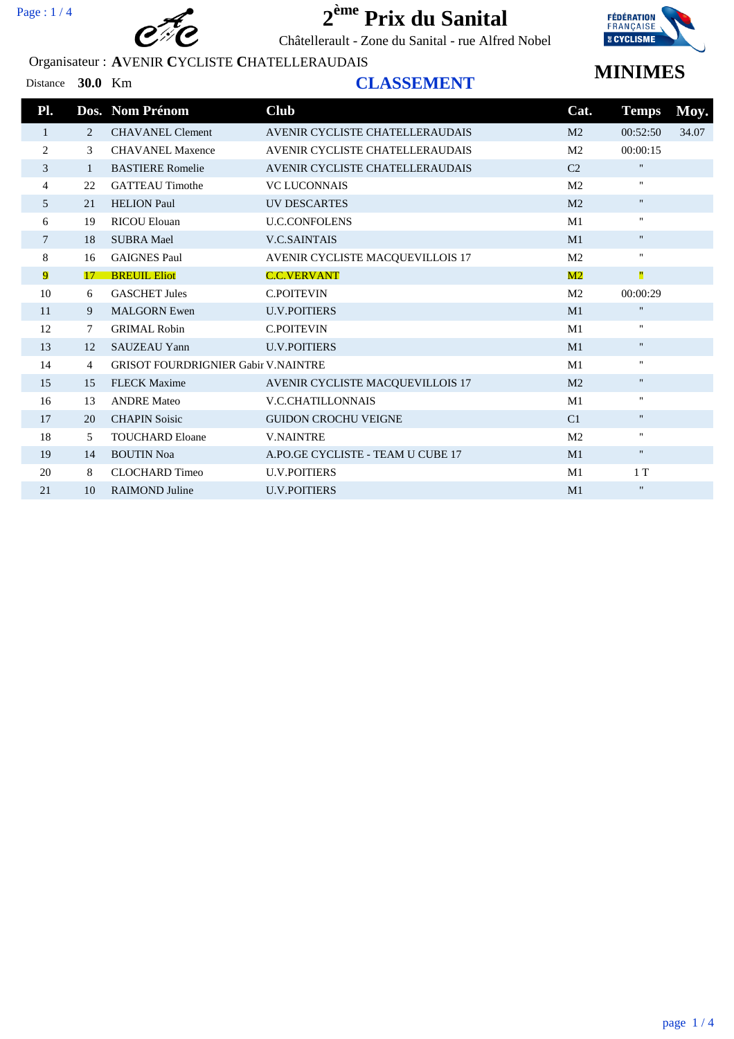# 2ème Prix du Sanital

Châtellerault - Zone du Sanital - rue Alfred Nobel

Organisateur : **A**VENIR **C**YCLISTE **C**HATELLERAUDAIS

Distance **30.0** Km

## CLASSEMENT

## MINIMES

| Pl. | Dos. | Nom Prénom | Club | Cat. | Temps | Moy. |
|---|---|---|---|---|---|---|
| 1 | 2 | CHAVANEL Clement | AVENIR CYCLISTE CHATELLERAUDAIS | M2 | 00:52:50 | 34.07 |
| 2 | 3 | CHAVANEL Maxence | AVENIR CYCLISTE CHATELLERAUDAIS | M2 | 00:00:15 | |
| 3 | 1 | BASTIERE Romelie | AVENIR CYCLISTE CHATELLERAUDAIS | C2 | " | |
| 4 | 22 | GATTEAU Timothe | VC LUCONNAIS | M2 | " | |
| 5 | 21 | HELION Paul | UV DESCARTES | M2 | " | |
| 6 | 19 | RICOU Elouan | U.C.CONFOLENS | M1 | " | |
| 7 | 18 | SUBRA Mael | V.C.SAINTAIS | M1 | " | |
| 8 | 16 | GAIGNES Paul | AVENIR CYCLISTE MACQUEVILLOIS 17 | M2 | " | |
| 9 | 17 | BREUIL Eliot | C.C.VERVANT | M2 | " | |
| 10 | 6 | GASCHET Jules | C.POITEVIN | M2 | 00:00:29 | |
| 11 | 9 | MALGORN Ewen | U.V.POITIERS | M1 | " | |
| 12 | 7 | GRIMAL Robin | C.POITEVIN | M1 | " | |
| 13 | 12 | SAUZEAU Yann | U.V.POITIERS | M1 | " | |
| 14 | 4 | GRISOT FOURDRIGNIER Gabir | V.NAINTRE | M1 | " | |
| 15 | 15 | FLECK Maxime | AVENIR CYCLISTE MACQUEVILLOIS 17 | M2 | " | |
| 16 | 13 | ANDRE Mateo | V.C.CHATILLONNAIS | M1 | " | |
| 17 | 20 | CHAPIN Soisic | GUIDON CROCHU VEIGNE | C1 | " | |
| 18 | 5 | TOUCHARD Eloane | V.NAINTRE | M2 | " | |
| 19 | 14 | BOUTIN Noa | A.PO.GE CYCLISTE - TEAM U CUBE 17 | M1 | " | |
| 20 | 8 | CLOCHARD Timeo | U.V.POITIERS | M1 | 1 T | |
| 21 | 10 | RAIMOND Juline | U.V.POITIERS | M1 | " | |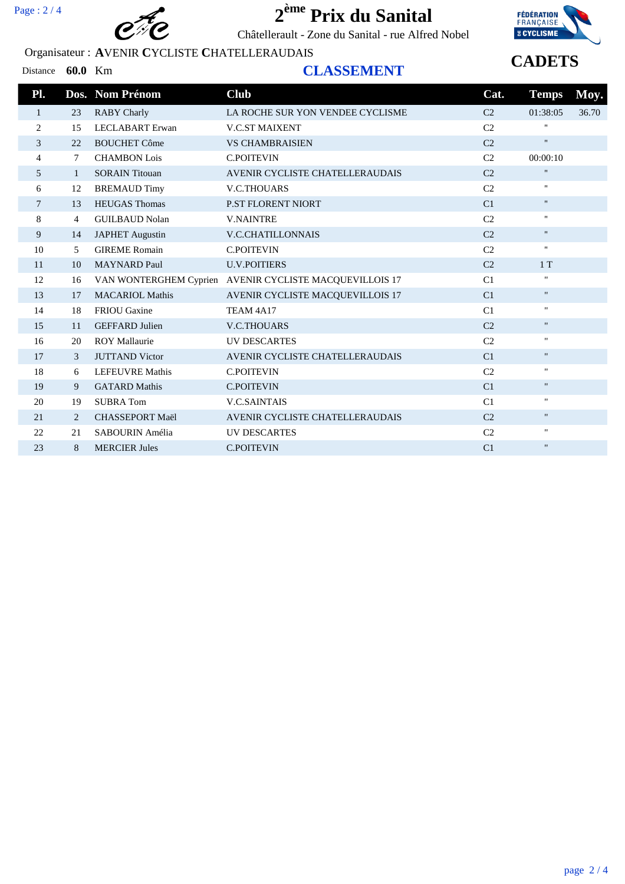# 2[ème] Prix du Sanital

Châtellerault - Zone du Sanital - rue Alfred Nobel

Organisateur : **A**VENIR **C**YCLISTE **C**HATELLERAUDAIS

Distance **60.0** Km

## CLASSEMENT

## CADETS

| Pl. | Dos. | Nom Prénom | Club | Cat. | Temps | Moy. |
|---|---|---|---|---|---|---|
| 1 | 23 | RABY Charly | LA ROCHE SUR YON VENDEE CYCLISME | C2 | 01:38:05 | 36.70 |
| 2 | 15 | LECLABART Erwan | V.C.ST MAIXENT | C2 | " | |
| 3 | 22 | BOUCHET Côme | VS CHAMBRAISIEN | C2 | " | |
| 4 | 7 | CHAMBON Lois | C.POITEVIN | C2 | 00:00:10 | |
| 5 | 1 | SORAIN Titouan | AVENIR CYCLISTE CHATELLERAUDAIS | C2 | " | |
| 6 | 12 | BREMAUD Timy | V.C.THOUARS | C2 | " | |
| 7 | 13 | HEUGAS Thomas | P.ST FLORENT NIORT | C1 | " | |
| 8 | 4 | GUILBAUD Nolan | V.NAINTRE | C2 | " | |
| 9 | 14 | JAPHET Augustin | V.C.CHATILLONNAIS | C2 | " | |
| 10 | 5 | GIREME Romain | C.POITEVIN | C2 | " | |
| 11 | 10 | MAYNARD Paul | U.V.POITIERS | C2 | 1 T | |
| 12 | 16 | VAN WONTERGHEM Cyprien | AVENIR CYCLISTE MACQUEVILLOIS 17 | C1 | " | |
| 13 | 17 | MACARIOL Mathis | AVENIR CYCLISTE MACQUEVILLOIS 17 | C1 | " | |
| 14 | 18 | FRIOU Gaxine | TEAM 4A17 | C1 | " | |
| 15 | 11 | GEFFARD Julien | V.C.THOUARS | C2 | " | |
| 16 | 20 | ROY Mallaurie | UV DESCARTES | C2 | " | |
| 17 | 3 | JUTTAND Victor | AVENIR CYCLISTE CHATELLERAUDAIS | C1 | " | |
| 18 | 6 | LEFEUVRE Mathis | C.POITEVIN | C2 | " | |
| 19 | 9 | GATARD Mathis | C.POITEVIN | C1 | " | |
| 20 | 19 | SUBRA Tom | V.C.SAINTAIS | C1 | " | |
| 21 | 2 | CHASSEPORT Maël | AVENIR CYCLISTE CHATELLERAUDAIS | C2 | " | |
| 22 | 21 | SABOURIN Amélia | UV DESCARTES | C2 | " | |
| 23 | 8 | MERCIER Jules | C.POITEVIN | C1 | " | |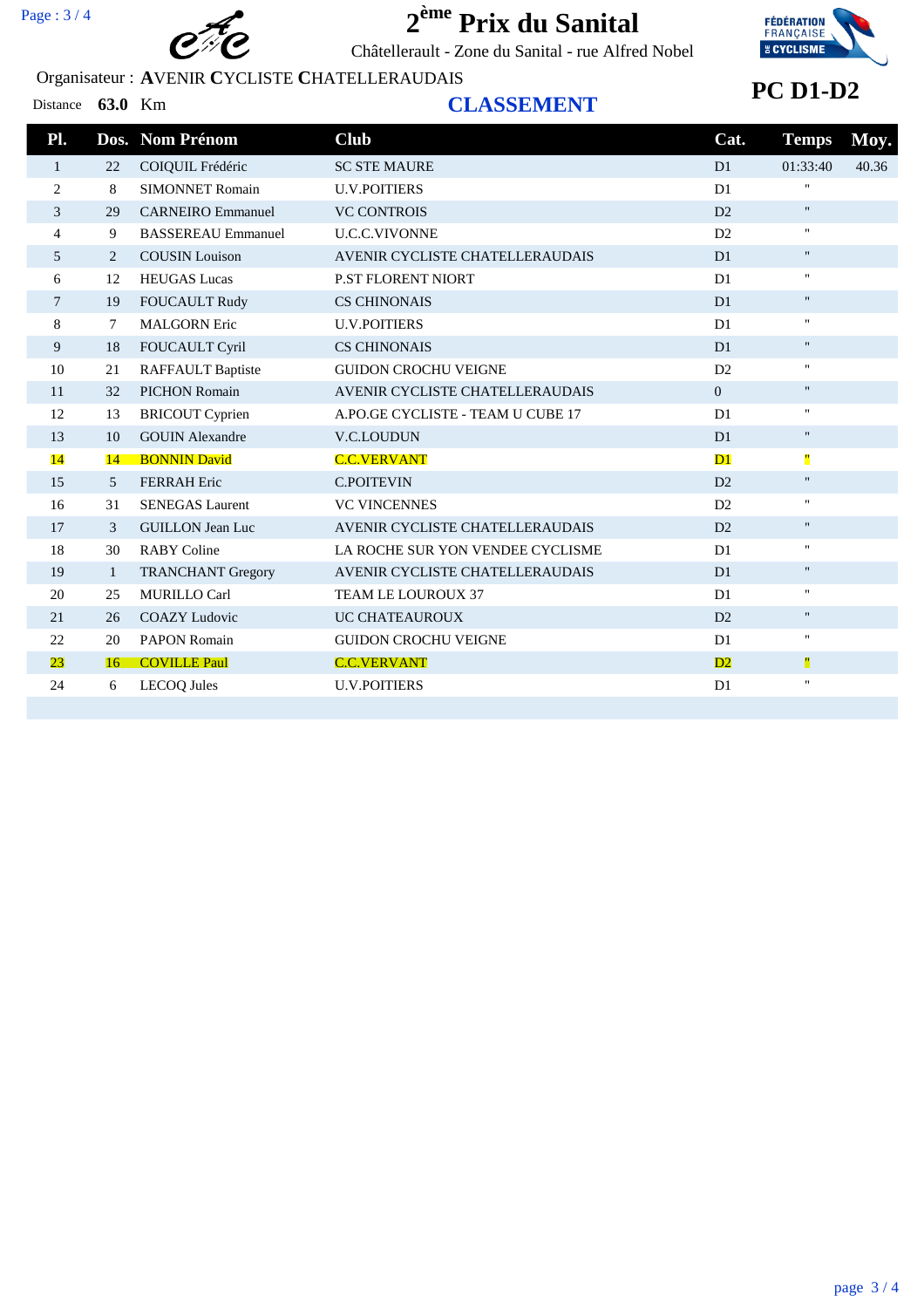# 2ème Prix du Sanital

Châtellerault - Zone du Sanital - rue Alfred Nobel

Organisateur : AVENIR CYCLISTE CHATELLERAUDAIS

Distance **63.0** Km

## CLASSEMENT

## PC D1-D2

| Pl. | Dos. | Nom Prénom | Club | Cat. | Temps | Moy. |
|---|---|---|---|---|---|---|
| 1 | 22 | COIQUIL Frédéric | SC STE MAURE | D1 | 01:33:40 | 40.36 |
| 2 | 8 | SIMONNET Romain | U.V.POITIERS | D1 | " | |
| 3 | 29 | CARNEIRO Emmanuel | VC CONTROIS | D2 | " | |
| 4 | 9 | BASSEREAU Emmanuel | U.C.C.VIVONNE | D2 | " | |
| 5 | 2 | COUSIN Louison | AVENIR CYCLISTE CHATELLERAUDAIS | D1 | " | |
| 6 | 12 | HEUGAS Lucas | P.ST FLORENT NIORT | D1 | " | |
| 7 | 19 | FOUCAULT Rudy | CS CHINONAIS | D1 | " | |
| 8 | 7 | MALGORN Eric | U.V.POITIERS | D1 | " | |
| 9 | 18 | FOUCAULT Cyril | CS CHINONAIS | D1 | " | |
| 10 | 21 | RAFFAULT Baptiste | GUIDON CROCHU VEIGNE | D2 | " | |
| 11 | 32 | PICHON Romain | AVENIR CYCLISTE CHATELLERAUDAIS | 0 | " | |
| 12 | 13 | BRICOUT Cyprien | A.PO.GE CYCLISTE - TEAM U CUBE 17 | D1 | " | |
| 13 | 10 | GOUIN Alexandre | V.C.LOUDUN | D1 | " | |
| 14 | 14 | BONNIN David | C.C.VERVANT | D1 | " | |
| 15 | 5 | FERRAH Eric | C.POITEVIN | D2 | " | |
| 16 | 31 | SENEGAS Laurent | VC VINCENNES | D2 | " | |
| 17 | 3 | GUILLON Jean Luc | AVENIR CYCLISTE CHATELLERAUDAIS | D2 | " | |
| 18 | 30 | RABY Coline | LA ROCHE SUR YON VENDEE CYCLISME | D1 | " | |
| 19 | 1 | TRANCHANT Gregory | AVENIR CYCLISTE CHATELLERAUDAIS | D1 | " | |
| 20 | 25 | MURILLO Carl | TEAM LE LOUROUX 37 | D1 | " | |
| 21 | 26 | COAZY Ludovic | UC CHATEAUROUX | D2 | " | |
| 22 | 20 | PAPON Romain | GUIDON CROCHU VEIGNE | D1 | " | |
| 23 | 16 | COVILLE Paul | C.C.VERVANT | D2 | " | |
| 24 | 6 | LECOQ Jules | U.V.POITIERS | D1 | " | |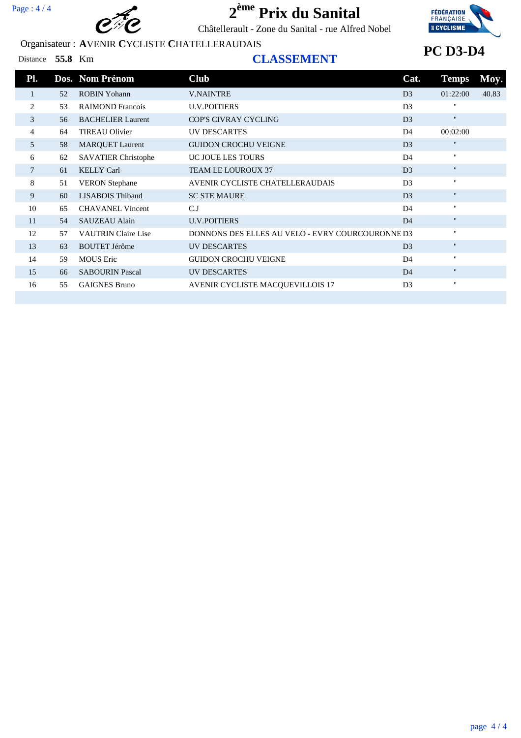# 2ème Prix du Sanital

Châtellerault - Zone du Sanital - rue Alfred Nobel

Organisateur : AVENIR CYCLISTE CHATELLERAUDAIS

Distance **55.8** Km

## CLASSEMENT

## PC D3-D4

| Pl. | Dos. | Nom Prénom | Club | Cat. | Temps | Moy. |
|---|---|---|---|---|---|---|
| 1 | 52 | ROBIN Yohann | V.NAINTRE | D3 | 01:22:00 | 40.83 |
| 2 | 53 | RAIMOND Francois | U.V.POITIERS | D3 | " | |
| 3 | 56 | BACHELIER Laurent | COP'S CIVRAY CYCLING | D3 | " | |
| 4 | 64 | TIREAU Olivier | UV DESCARTES | D4 | 00:02:00 | |
| 5 | 58 | MARQUET Laurent | GUIDON CROCHU VEIGNE | D3 | " | |
| 6 | 62 | SAVATIER Christophe | UC JOUE LES TOURS | D4 | " | |
| 7 | 61 | KELLY Carl | TEAM LE LOUROUX 37 | D3 | " | |
| 8 | 51 | VERON Stephane | AVENIR CYCLISTE CHATELLERAUDAIS | D3 | " | |
| 9 | 60 | LISABOIS Thibaud | SC STE MAURE | D3 | " | |
| 10 | 65 | CHAVANEL Vincent | C.J | D4 | " | |
| 11 | 54 | SAUZEAU Alain | U.V.POITIERS | D4 | " | |
| 12 | 57 | VAUTRIN Claire Lise | DONNONS DES ELLES AU VELO - EVRY COURCOURONNE | D3 | " | |
| 13 | 63 | BOUTET Jérôme | UV DESCARTES | D3 | " | |
| 14 | 59 | MOUS Eric | GUIDON CROCHU VEIGNE | D4 | " | |
| 15 | 66 | SABOURIN Pascal | UV DESCARTES | D4 | " | |
| 16 | 55 | GAIGNES Bruno | AVENIR CYCLISTE MACQUEVILLOIS 17 | D3 | " | |